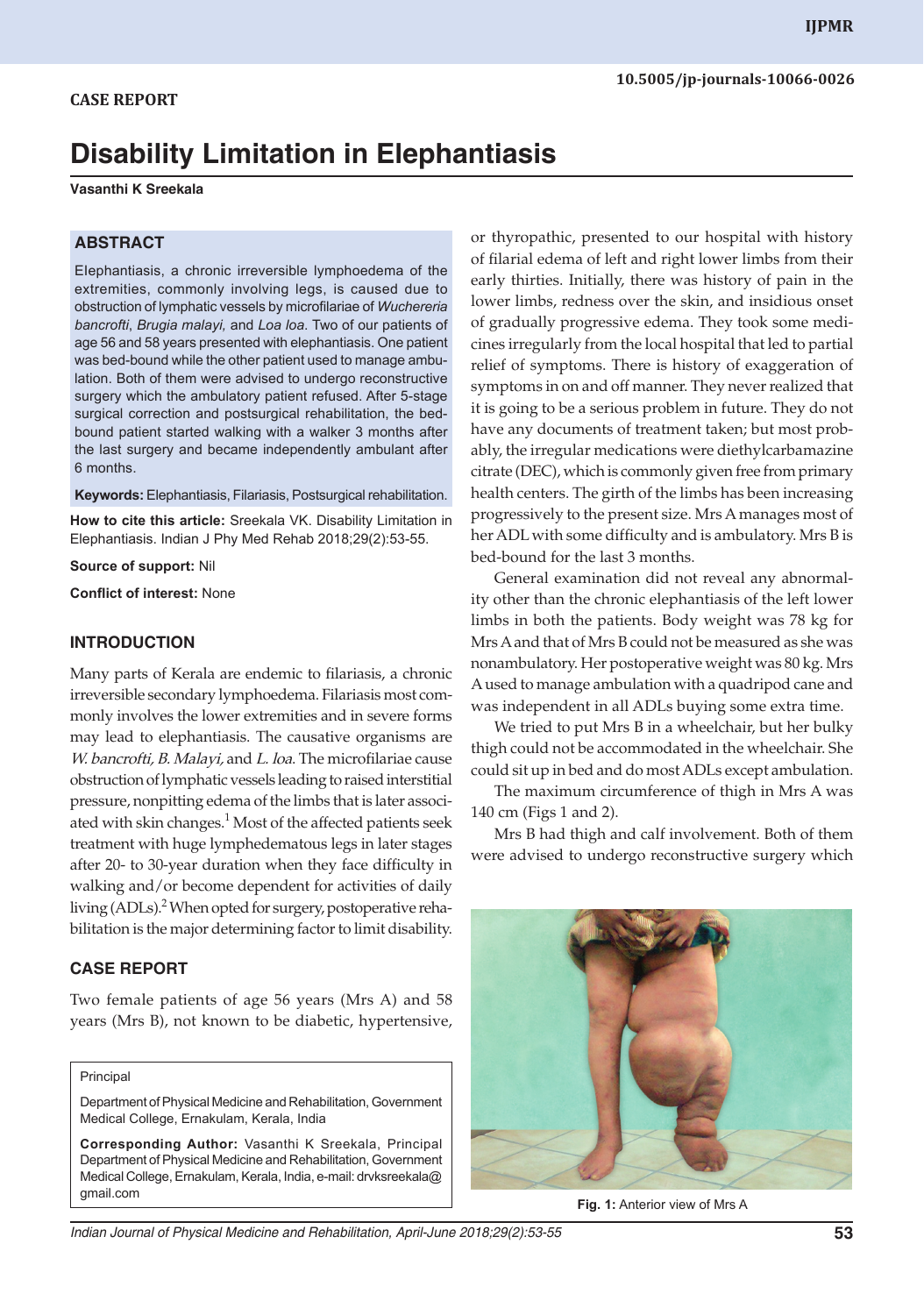CASE REPORT

# Disability Limitation in Elephantiasis

**Vasanthi K Sreekala**

## ABSTRACT

Elephantiasis, a chronic irreversible lymphoedema of the extremities, commonly involving legs, is caused due to obstruction of lymphatic vessels by microfilariae of *Wuchereria bancrofti*, *Brugia malayi*, and *Loa loa*. Two of our patients of age 56 and 58 years presented with elephantiasis. One patient was bed-bound while the other patient used to manage ambulation. Both of them were advised to undergo reconstructive surgery which the ambulatory patient refused. After 5-stage surgical correction and postsurgical rehabilitation, the bed-bound patient started walking with a walker 3 months after the last surgery and became independently ambulant after 6 months.

**Keywords:** Elephantiasis, Filariasis, Postsurgical rehabilitation.

**How to cite this article:** Sreekala VK. Disability Limitation in Elephantiasis. Indian J Phy Med Rehab 2018;29(2):53-55.

**Source of support:** Nil

**Conflict of interest:** None

Principal

Department of Physical Medicine and Rehabilitation, Government Medical College, Ernakulam, Kerala, India

**Corresponding Author:** Vasanthi K Sreekala, Principal Department of Physical Medicine and Rehabilitation, Government Medical College, Ernakulam, Kerala, India, e-mail: drvksreekala@gmail.com

## INTRODUCTION

Many parts of Kerala are endemic to filariasis, a chronic irreversible secondary lymphoedema. Filariasis most commonly involves the lower extremities and in severe forms may lead to elephantiasis. The causative organisms are *W. bancrofti, B. Malayi,* and *L. loa*. The microfilariae cause obstruction of lymphatic vessels leading to raised interstitial pressure, nonpitting edema of the limbs that is later associated with skin changes.[1] Most of the affected patients seek treatment with huge lymphedematous legs in later stages after 20- to 30-year duration when they face difficulty in walking and/or become dependent for activities of daily living (ADLs).[2] When opted for surgery, postoperative rehabilitation is the major determining factor to limit disability.

## CASE REPORT

Two female patients of age 56 years (Mrs A) and 58 years (Mrs B), not known to be diabetic, hypertensive, or thyropathic, presented to our hospital with history of filarial edema of left and right lower limbs from their early thirties. Initially, there was history of pain in the lower limbs, redness over the skin, and insidious onset of gradually progressive edema. They took some medicines irregularly from the local hospital that led to partial relief of symptoms. There is history of exaggeration of symptoms in on and off manner. They never realized that it is going to be a serious problem in future. They do not have any documents of treatment taken; but most probably, the irregular medications were diethylcarbamazine citrate (DEC), which is commonly given free from primary health centers. The girth of the limbs has been increasing progressively to the present size. Mrs A manages most of her ADL with some difficulty and is ambulatory. Mrs B is bed-bound for the last 3 months.

General examination did not reveal any abnormality other than the chronic elephantiasis of the left lower limbs in both the patients. Body weight was 78 kg for Mrs A and that of Mrs B could not be measured as she was nonambulatory. Her postoperative weight was 80 kg. Mrs A used to manage ambulation with a quadripod cane and was independent in all ADLs buying some extra time.

We tried to put Mrs B in a wheelchair, but her bulky thigh could not be accommodated in the wheelchair. She could sit up in bed and do most ADLs except ambulation.

The maximum circumference of thigh in Mrs A was 140 cm (Figs 1 and 2).

Mrs B had thigh and calf involvement. Both of them were advised to undergo reconstructive surgery which

**Fig. 1:** Anterior view of Mrs A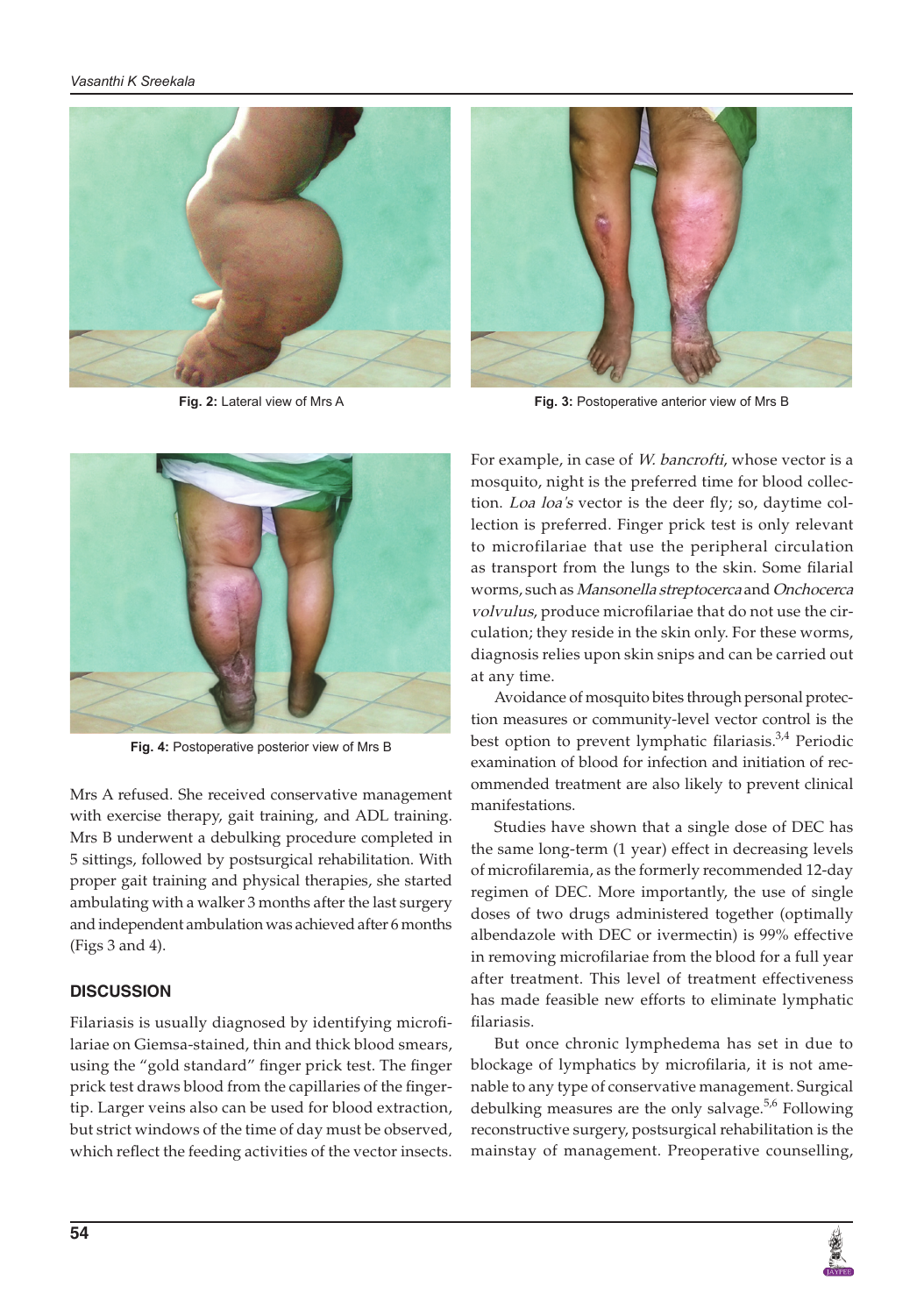Fig. 2: Lateral view of Mrs A

Fig. 3: Postoperative anterior view of Mrs B

Fig. 4: Postoperative posterior view of Mrs B

Mrs A refused. She received conservative management with exercise therapy, gait training, and ADL training. Mrs B underwent a debulking procedure completed in 5 sittings, followed by postsurgical rehabilitation. With proper gait training and physical therapies, she started ambulating with a walker 3 months after the last surgery and independent ambulation was achieved after 6 months (Figs 3 and 4).

## DISCUSSION

Filariasis is usually diagnosed by identifying microfilariae on Giemsa-stained, thin and thick blood smears, using the "gold standard" finger prick test. The finger prick test draws blood from the capillaries of the fingertip. Larger veins also can be used for blood extraction, but strict windows of the time of day must be observed, which reflect the feeding activities of the vector insects. For example, in case of *W. bancrofti*, whose vector is a mosquito, night is the preferred time for blood collection. *Loa loa's* vector is the deer fly; so, daytime collection is preferred. Finger prick test is only relevant to microfilariae that use the peripheral circulation as transport from the lungs to the skin. Some filarial worms, such as *Mansonella streptocerca* and *Onchocerca volvulus*, produce microfilariae that do not use the circulation; they reside in the skin only. For these worms, diagnosis relies upon skin snips and can be carried out at any time.

Avoidance of mosquito bites through personal protection measures or community-level vector control is the best option to prevent lymphatic filariasis.[3,4] Periodic examination of blood for infection and initiation of recommended treatment are also likely to prevent clinical manifestations.

Studies have shown that a single dose of DEC has the same long-term (1 year) effect in decreasing levels of microfilaremia, as the formerly recommended 12-day regimen of DEC. More importantly, the use of single doses of two drugs administered together (optimally albendazole with DEC or ivermectin) is 99% effective in removing microfilariae from the blood for a full year after treatment. This level of treatment effectiveness has made feasible new efforts to eliminate lymphatic filariasis.

But once chronic lymphedema has set in due to blockage of lymphatics by microfilaria, it is not amenable to any type of conservative management. Surgical debulking measures are the only salvage.[5,6] Following reconstructive surgery, postsurgical rehabilitation is the mainstay of management. Preoperative counselling,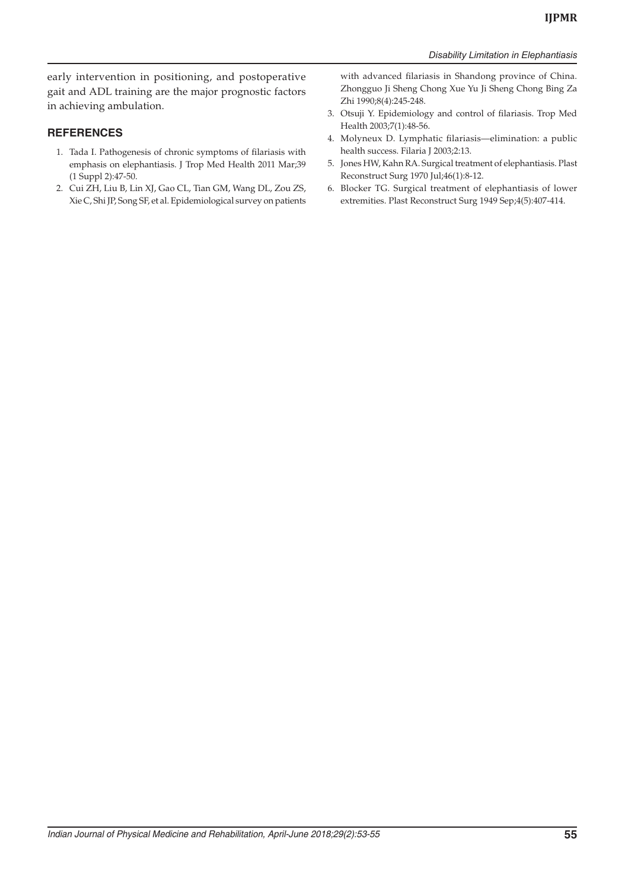early intervention in positioning, and postoperative gait and ADL training are the major prognostic factors in achieving ambulation.

## REFERENCES

1. Tada I. Pathogenesis of chronic symptoms of filariasis with emphasis on elephantiasis. J Trop Med Health 2011 Mar;39 (1 Suppl 2):47-50.
2. Cui ZH, Liu B, Lin XJ, Gao CL, Tian GM, Wang DL, Zou ZS, Xie C, Shi JP, Song SF, et al. Epidemiological survey on patients with advanced filariasis in Shandong province of China. Zhongguo Ji Sheng Chong Xue Yu Ji Sheng Chong Bing Za Zhi 1990;8(4):245-248.
3. Otsuji Y. Epidemiology and control of filariasis. Trop Med Health 2003;7(1):48-56.
4. Molyneux D. Lymphatic filariasis—elimination: a public health success. Filaria J 2003;2:13.
5. Jones HW, Kahn RA. Surgical treatment of elephantiasis. Plast Reconstruct Surg 1970 Jul;46(1):8-12.
6. Blocker TG. Surgical treatment of elephantiasis of lower extremities. Plast Reconstruct Surg 1949 Sep;4(5):407-414.